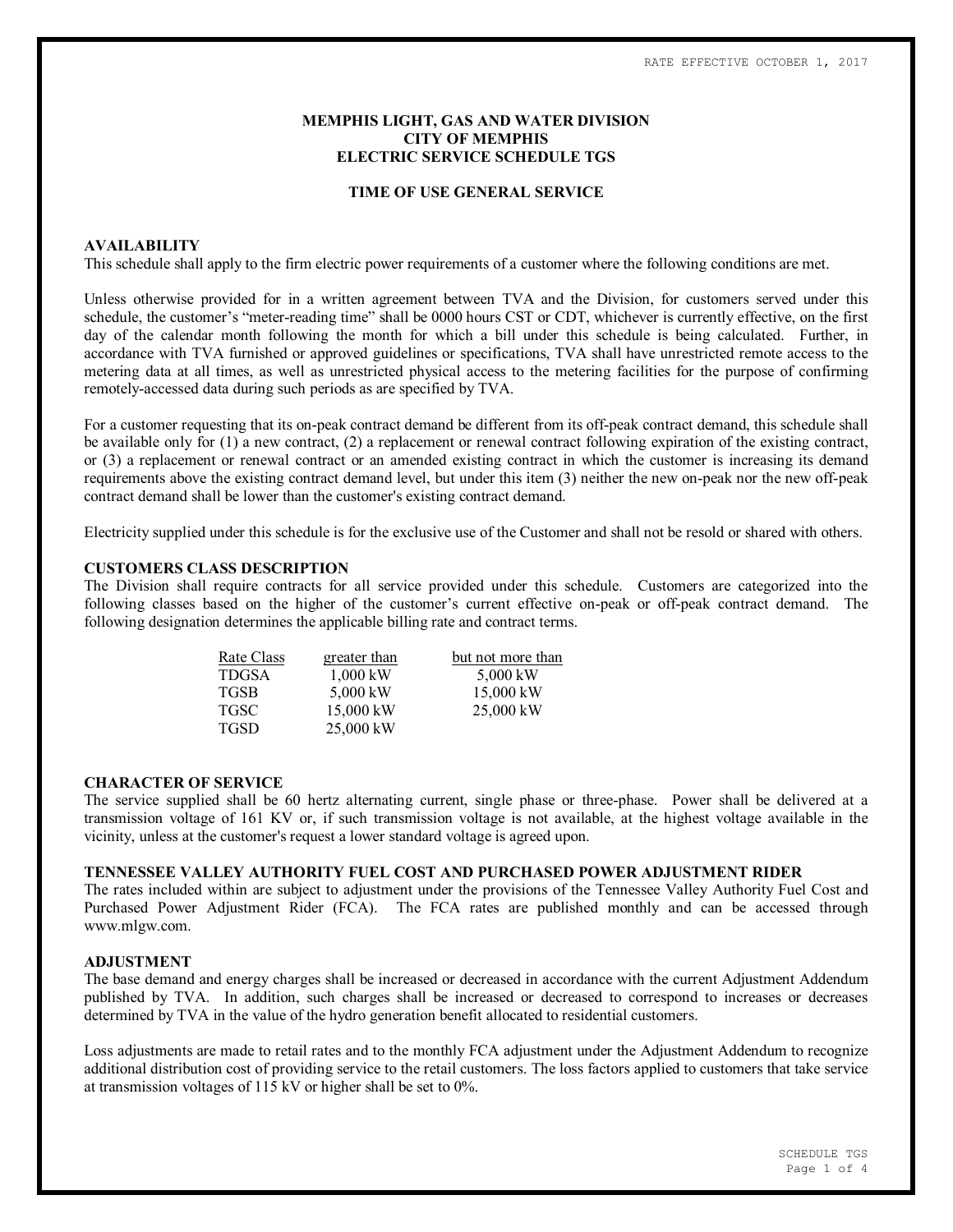RATE EFFECTIVE OCTOBER 1, 2017

# MEMPHIS LIGHT, GAS AND WATER DIVISION
# CITY OF MEMPHIS
# ELECTRIC SERVICE SCHEDULE TGS

## TIME OF USE GENERAL SERVICE

### AVAILABILITY

This schedule shall apply to the firm electric power requirements of a customer where the following conditions are met.

Unless otherwise provided for in a written agreement between TVA and the Division, for customers served under this schedule, the customer's "meter-reading time" shall be 0000 hours CST or CDT, whichever is currently effective, on the first day of the calendar month following the month for which a bill under this schedule is being calculated. Further, in accordance with TVA furnished or approved guidelines or specifications, TVA shall have unrestricted remote access to the metering data at all times, as well as unrestricted physical access to the metering facilities for the purpose of confirming remotely-accessed data during such periods as are specified by TVA.

For a customer requesting that its on-peak contract demand be different from its off-peak contract demand, this schedule shall be available only for (1) a new contract, (2) a replacement or renewal contract following expiration of the existing contract, or (3) a replacement or renewal contract or an amended existing contract in which the customer is increasing its demand requirements above the existing contract demand level, but under this item (3) neither the new on-peak nor the new off-peak contract demand shall be lower than the customer's existing contract demand.

Electricity supplied under this schedule is for the exclusive use of the Customer and shall not be resold or shared with others.

### CUSTOMERS CLASS DESCRIPTION

The Division shall require contracts for all service provided under this schedule. Customers are categorized into the following classes based on the higher of the customer's current effective on-peak or off-peak contract demand. The following designation determines the applicable billing rate and contract terms.

| Rate Class | greater than | but not more than |
|---|---|---|
| TDGSA | 1,000 kW | 5,000 kW |
| TGSB | 5,000 kW | 15,000 kW |
| TGSC | 15,000 kW | 25,000 kW |
| TGSD | 25,000 kW | |

### CHARACTER OF SERVICE

The service supplied shall be 60 hertz alternating current, single phase or three-phase. Power shall be delivered at a transmission voltage of 161 KV or, if such transmission voltage is not available, at the highest voltage available in the vicinity, unless at the customer's request a lower standard voltage is agreed upon.

### TENNESSEE VALLEY AUTHORITY FUEL COST AND PURCHASED POWER ADJUSTMENT RIDER

The rates included within are subject to adjustment under the provisions of the Tennessee Valley Authority Fuel Cost and Purchased Power Adjustment Rider (FCA). The FCA rates are published monthly and can be accessed through www.mlgw.com.

### ADJUSTMENT

The base demand and energy charges shall be increased or decreased in accordance with the current Adjustment Addendum published by TVA. In addition, such charges shall be increased or decreased to correspond to increases or decreases determined by TVA in the value of the hydro generation benefit allocated to residential customers.

Loss adjustments are made to retail rates and to the monthly FCA adjustment under the Adjustment Addendum to recognize additional distribution cost of providing service to the retail customers. The loss factors applied to customers that take service at transmission voltages of 115 kV or higher shall be set to 0%.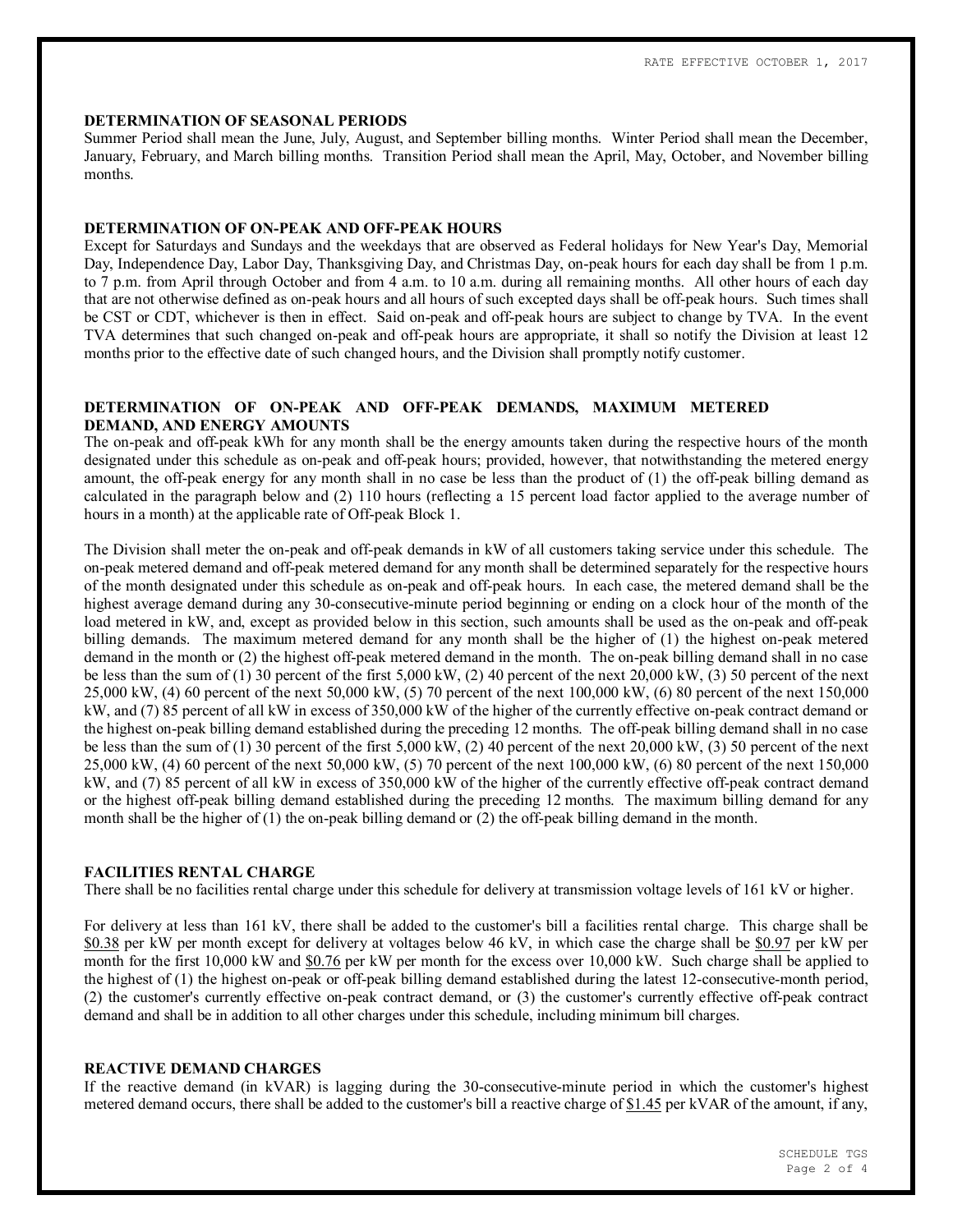## DETERMINATION OF SEASONAL PERIODS

Summer Period shall mean the June, July, August, and September billing months. Winter Period shall mean the December, January, February, and March billing months. Transition Period shall mean the April, May, October, and November billing months.

## DETERMINATION OF ON-PEAK AND OFF-PEAK HOURS

Except for Saturdays and Sundays and the weekdays that are observed as Federal holidays for New Year's Day, Memorial Day, Independence Day, Labor Day, Thanksgiving Day, and Christmas Day, on-peak hours for each day shall be from 1 p.m. to 7 p.m. from April through October and from 4 a.m. to 10 a.m. during all remaining months. All other hours of each day that are not otherwise defined as on-peak hours and all hours of such excepted days shall be off-peak hours. Such times shall be CST or CDT, whichever is then in effect. Said on-peak and off-peak hours are subject to change by TVA. In the event TVA determines that such changed on-peak and off-peak hours are appropriate, it shall so notify the Division at least 12 months prior to the effective date of such changed hours, and the Division shall promptly notify customer.

## DETERMINATION OF ON-PEAK AND OFF-PEAK DEMANDS, MAXIMUM METERED DEMAND, AND ENERGY AMOUNTS

The on-peak and off-peak kWh for any month shall be the energy amounts taken during the respective hours of the month designated under this schedule as on-peak and off-peak hours; provided, however, that notwithstanding the metered energy amount, the off-peak energy for any month shall in no case be less than the product of (1) the off-peak billing demand as calculated in the paragraph below and (2) 110 hours (reflecting a 15 percent load factor applied to the average number of hours in a month) at the applicable rate of Off-peak Block 1.

The Division shall meter the on-peak and off-peak demands in kW of all customers taking service under this schedule. The on-peak metered demand and off-peak metered demand for any month shall be determined separately for the respective hours of the month designated under this schedule as on-peak and off-peak hours. In each case, the metered demand shall be the highest average demand during any 30-consecutive-minute period beginning or ending on a clock hour of the month of the load metered in kW, and, except as provided below in this section, such amounts shall be used as the on-peak and off-peak billing demands. The maximum metered demand for any month shall be the higher of (1) the highest on-peak metered demand in the month or (2) the highest off-peak metered demand in the month. The on-peak billing demand shall in no case be less than the sum of (1) 30 percent of the first 5,000 kW, (2) 40 percent of the next 20,000 kW, (3) 50 percent of the next 25,000 kW, (4) 60 percent of the next 50,000 kW, (5) 70 percent of the next 100,000 kW, (6) 80 percent of the next 150,000 kW, and (7) 85 percent of all kW in excess of 350,000 kW of the higher of the currently effective on-peak contract demand or the highest on-peak billing demand established during the preceding 12 months. The off-peak billing demand shall in no case be less than the sum of (1) 30 percent of the first 5,000 kW, (2) 40 percent of the next 20,000 kW, (3) 50 percent of the next 25,000 kW, (4) 60 percent of the next 50,000 kW, (5) 70 percent of the next 100,000 kW, (6) 80 percent of the next 150,000 kW, and (7) 85 percent of all kW in excess of 350,000 kW of the higher of the currently effective off-peak contract demand or the highest off-peak billing demand established during the preceding 12 months. The maximum billing demand for any month shall be the higher of (1) the on-peak billing demand or (2) the off-peak billing demand in the month.

## FACILITIES RENTAL CHARGE

There shall be no facilities rental charge under this schedule for delivery at transmission voltage levels of 161 kV or higher.

For delivery at less than 161 kV, there shall be added to the customer's bill a facilities rental charge. This charge shall be $0.38 per kW per month except for delivery at voltages below 46 kV, in which case the charge shall be $0.97 per kW per month for the first 10,000 kW and $0.76 per kW per month for the excess over 10,000 kW. Such charge shall be applied to the highest of (1) the highest on-peak or off-peak billing demand established during the latest 12-consecutive-month period, (2) the customer's currently effective on-peak contract demand, or (3) the customer's currently effective off-peak contract demand and shall be in addition to all other charges under this schedule, including minimum bill charges.

## REACTIVE DEMAND CHARGES

If the reactive demand (in kVAR) is lagging during the 30-consecutive-minute period in which the customer's highest metered demand occurs, there shall be added to the customer's bill a reactive charge of $1.45 per kVAR of the amount, if any,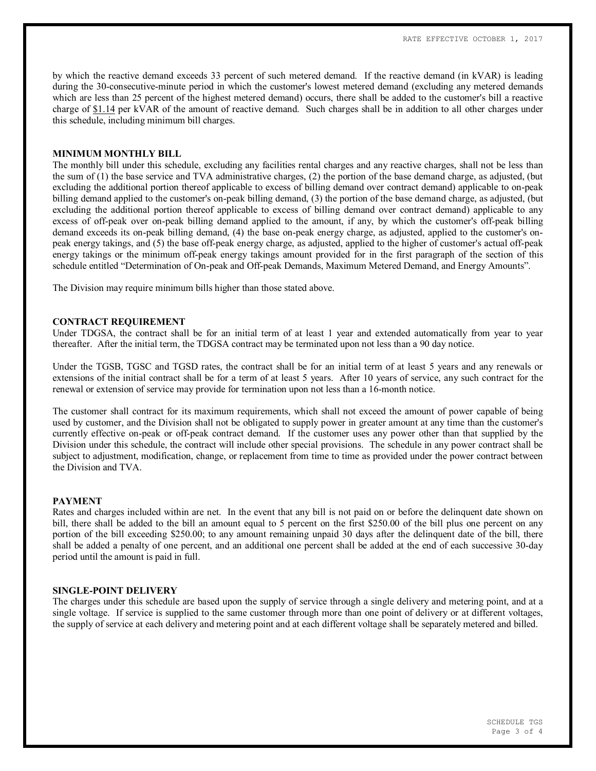by which the reactive demand exceeds 33 percent of such metered demand. If the reactive demand (in kVAR) is leading during the 30-consecutive-minute period in which the customer's lowest metered demand (excluding any metered demands which are less than 25 percent of the highest metered demand) occurs, there shall be added to the customer's bill a reactive charge of $1.14 per kVAR of the amount of reactive demand. Such charges shall be in addition to all other charges under this schedule, including minimum bill charges.

**MINIMUM MONTHLY BILL**

The monthly bill under this schedule, excluding any facilities rental charges and any reactive charges, shall not be less than the sum of (1) the base service and TVA administrative charges, (2) the portion of the base demand charge, as adjusted, (but excluding the additional portion thereof applicable to excess of billing demand over contract demand) applicable to on-peak billing demand applied to the customer's on-peak billing demand, (3) the portion of the base demand charge, as adjusted, (but excluding the additional portion thereof applicable to excess of billing demand over contract demand) applicable to any excess of off-peak over on-peak billing demand applied to the amount, if any, by which the customer's off-peak billing demand exceeds its on-peak billing demand, (4) the base on-peak energy charge, as adjusted, applied to the customer's on-peak energy takings, and (5) the base off-peak energy charge, as adjusted, applied to the higher of customer's actual off-peak energy takings or the minimum off-peak energy takings amount provided for in the first paragraph of the section of this schedule entitled "Determination of On-peak and Off-peak Demands, Maximum Metered Demand, and Energy Amounts".

The Division may require minimum bills higher than those stated above.

**CONTRACT REQUIREMENT**

Under TDGSA, the contract shall be for an initial term of at least 1 year and extended automatically from year to year thereafter. After the initial term, the TDGSA contract may be terminated upon not less than a 90 day notice.

Under the TGSB, TGSC and TGSD rates, the contract shall be for an initial term of at least 5 years and any renewals or extensions of the initial contract shall be for a term of at least 5 years. After 10 years of service, any such contract for the renewal or extension of service may provide for termination upon not less than a 16-month notice.

The customer shall contract for its maximum requirements, which shall not exceed the amount of power capable of being used by customer, and the Division shall not be obligated to supply power in greater amount at any time than the customer's currently effective on-peak or off-peak contract demand. If the customer uses any power other than that supplied by the Division under this schedule, the contract will include other special provisions. The schedule in any power contract shall be subject to adjustment, modification, change, or replacement from time to time as provided under the power contract between the Division and TVA.

**PAYMENT**

Rates and charges included within are net. In the event that any bill is not paid on or before the delinquent date shown on bill, there shall be added to the bill an amount equal to 5 percent on the first $250.00 of the bill plus one percent on any portion of the bill exceeding $250.00; to any amount remaining unpaid 30 days after the delinquent date of the bill, there shall be added a penalty of one percent, and an additional one percent shall be added at the end of each successive 30-day period until the amount is paid in full.

**SINGLE-POINT DELIVERY**

The charges under this schedule are based upon the supply of service through a single delivery and metering point, and at a single voltage. If service is supplied to the same customer through more than one point of delivery or at different voltages, the supply of service at each delivery and metering point and at each different voltage shall be separately metered and billed.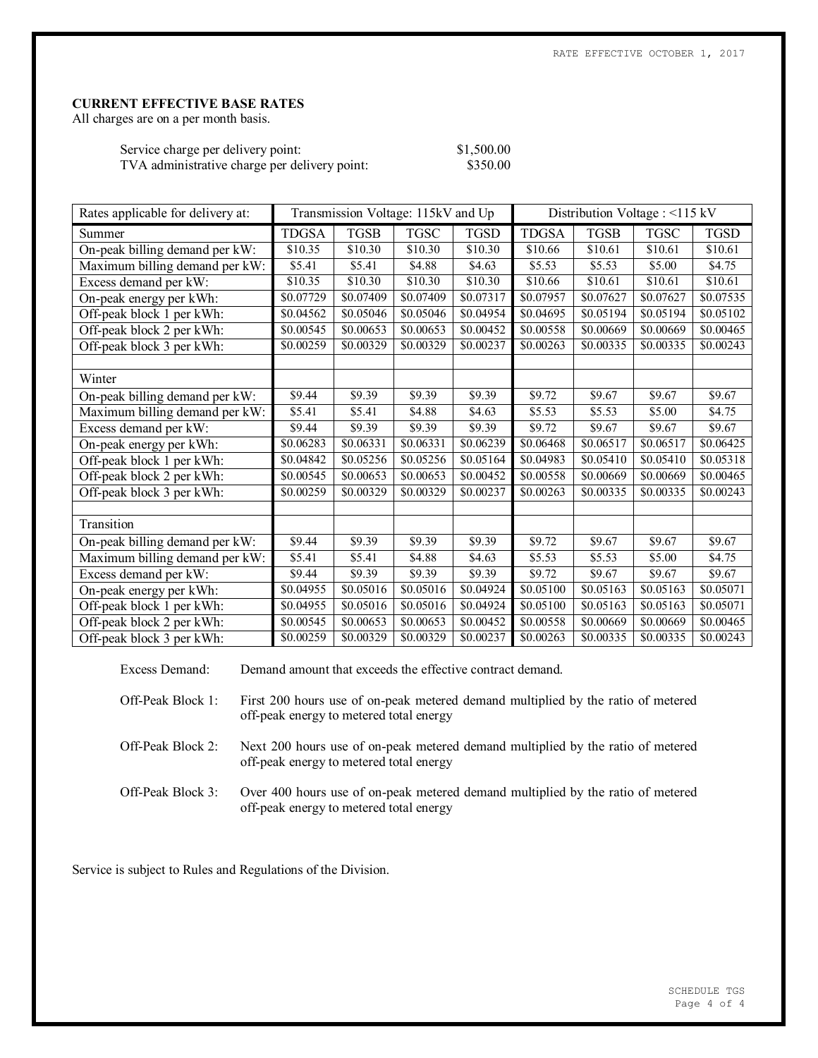**CURRENT EFFECTIVE BASE RATES**
All charges are on a per month basis.

| | |
|---|---|
| Service charge per delivery point: | $1,500.00 |
| TVA administrative charge per delivery point: | $350.00 |

| Rates applicable for delivery at: | Transmission Voltage: 115kV and Up | | | | Distribution Voltage : <115 kV | | | |
|---|---|---|---|---|---|---|---|---|
| Summer | TDGSA | TGSB | TGSC | TGSD | TDGSA | TGSB | TGSC | TGSD |
| On-peak billing demand per kW: | $10.35 | $10.30 | $10.30 | $10.30 | $10.66 | $10.61 | $10.61 | $10.61 |
| Maximum billing demand per kW: | $5.41 | $5.41 | $4.88 | $4.63 | $5.53 | $5.53 | $5.00 | $4.75 |
| Excess demand per kW: | $10.35 | $10.30 | $10.30 | $10.30 | $10.66 | $10.61 | $10.61 | $10.61 |
| On-peak energy per kWh: | $0.07729 | $0.07409 | $0.07409 | $0.07317 | $0.07957 | $0.07627 | $0.07627 | $0.07535 |
| Off-peak block 1 per kWh: | $0.04562 | $0.05046 | $0.05046 | $0.04954 | $0.04695 | $0.05194 | $0.05194 | $0.05102 |
| Off-peak block 2 per kWh: | $0.00545 | $0.00653 | $0.00653 | $0.00452 | $0.00558 | $0.00669 | $0.00669 | $0.00465 |
| Off-peak block 3 per kWh: | $0.00259 | $0.00329 | $0.00329 | $0.00237 | $0.00263 | $0.00335 | $0.00335 | $0.00243 |
| | | | | | | | | |
| Winter | | | | | | | | |
| On-peak billing demand per kW: | $9.44 | $9.39 | $9.39 | $9.39 | $9.72 | $9.67 | $9.67 | $9.67 |
| Maximum billing demand per kW: | $5.41 | $5.41 | $4.88 | $4.63 | $5.53 | $5.53 | $5.00 | $4.75 |
| Excess demand per kW: | $9.44 | $9.39 | $9.39 | $9.39 | $9.72 | $9.67 | $9.67 | $9.67 |
| On-peak energy per kWh: | $0.06283 | $0.06331 | $0.06331 | $0.06239 | $0.06468 | $0.06517 | $0.06517 | $0.06425 |
| Off-peak block 1 per kWh: | $0.04842 | $0.05256 | $0.05256 | $0.05164 | $0.04983 | $0.05410 | $0.05410 | $0.05318 |
| Off-peak block 2 per kWh: | $0.00545 | $0.00653 | $0.00653 | $0.00452 | $0.00558 | $0.00669 | $0.00669 | $0.00465 |
| Off-peak block 3 per kWh: | $0.00259 | $0.00329 | $0.00329 | $0.00237 | $0.00263 | $0.00335 | $0.00335 | $0.00243 |
| | | | | | | | | |
| Transition | | | | | | | | |
| On-peak billing demand per kW: | $9.44 | $9.39 | $9.39 | $9.39 | $9.72 | $9.67 | $9.67 | $9.67 |
| Maximum billing demand per kW: | $5.41 | $5.41 | $4.88 | $4.63 | $5.53 | $5.53 | $5.00 | $4.75 |
| Excess demand per kW: | $9.44 | $9.39 | $9.39 | $9.39 | $9.72 | $9.67 | $9.67 | $9.67 |
| On-peak energy per kWh: | $0.04955 | $0.05016 | $0.05016 | $0.04924 | $0.05100 | $0.05163 | $0.05163 | $0.05071 |
| Off-peak block 1 per kWh: | $0.04955 | $0.05016 | $0.05016 | $0.04924 | $0.05100 | $0.05163 | $0.05163 | $0.05071 |
| Off-peak block 2 per kWh: | $0.00545 | $0.00653 | $0.00653 | $0.00452 | $0.00558 | $0.00669 | $0.00669 | $0.00465 |
| Off-peak block 3 per kWh: | $0.00259 | $0.00329 | $0.00329 | $0.00237 | $0.00263 | $0.00335 | $0.00335 | $0.00243 |

Excess Demand: Demand amount that exceeds the effective contract demand.

Off-Peak Block 1: First 200 hours use of on-peak metered demand multiplied by the ratio of metered off-peak energy to metered total energy

Off-Peak Block 2: Next 200 hours use of on-peak metered demand multiplied by the ratio of metered off-peak energy to metered total energy

Off-Peak Block 3: Over 400 hours use of on-peak metered demand multiplied by the ratio of metered off-peak energy to metered total energy

Service is subject to Rules and Regulations of the Division.